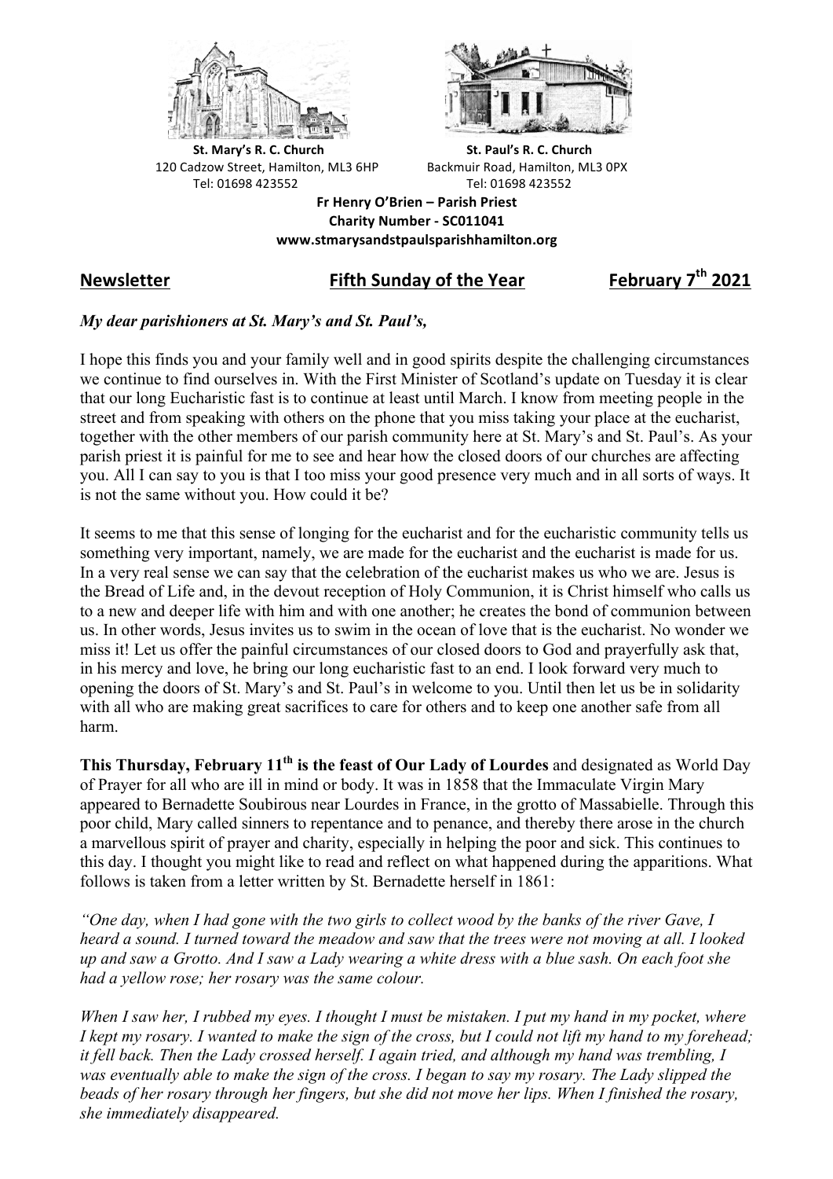**St. Mary's R. C. Church**
120 Cadzow Street, Hamilton, ML3 6HP
Tel: 01698 423552

**St. Paul's R. C. Church**
Backmuir Road, Hamilton, ML3 0PX
Tel: 01698 423552

**Fr Henry O'Brien – Parish Priest**
**Charity Number - SC011041**
**www.stmarysandstpaulsparishhamilton.org**

## Newsletter — Fifth Sunday of the Year — February 7th 2021

***My dear parishioners at St. Mary's and St. Paul's,***

I hope this finds you and your family well and in good spirits despite the challenging circumstances we continue to find ourselves in. With the First Minister of Scotland's update on Tuesday it is clear that our long Eucharistic fast is to continue at least until March. I know from meeting people in the street and from speaking with others on the phone that you miss taking your place at the eucharist, together with the other members of our parish community here at St. Mary's and St. Paul's. As your parish priest it is painful for me to see and hear how the closed doors of our churches are affecting you. All I can say to you is that I too miss your good presence very much and in all sorts of ways. It is not the same without you. How could it be?

It seems to me that this sense of longing for the eucharist and for the eucharistic community tells us something very important, namely, we are made for the eucharist and the eucharist is made for us. In a very real sense we can say that the celebration of the eucharist makes us who we are. Jesus is the Bread of Life and, in the devout reception of Holy Communion, it is Christ himself who calls us to a new and deeper life with him and with one another; he creates the bond of communion between us. In other words, Jesus invites us to swim in the ocean of love that is the eucharist. No wonder we miss it! Let us offer the painful circumstances of our closed doors to God and prayerfully ask that, in his mercy and love, he bring our long eucharistic fast to an end. I look forward very much to opening the doors of St. Mary's and St. Paul's in welcome to you. Until then let us be in solidarity with all who are making great sacrifices to care for others and to keep one another safe from all harm.

**This Thursday, February 11th is the feast of Our Lady of Lourdes** and designated as World Day of Prayer for all who are ill in mind or body. It was in 1858 that the Immaculate Virgin Mary appeared to Bernadette Soubirous near Lourdes in France, in the grotto of Massabielle. Through this poor child, Mary called sinners to repentance and to penance, and thereby there arose in the church a marvellous spirit of prayer and charity, especially in helping the poor and sick. This continues to this day. I thought you might like to read and reflect on what happened during the apparitions. What follows is taken from a letter written by St. Bernadette herself in 1861:

*"One day, when I had gone with the two girls to collect wood by the banks of the river Gave, I heard a sound. I turned toward the meadow and saw that the trees were not moving at all. I looked up and saw a Grotto. And I saw a Lady wearing a white dress with a blue sash. On each foot she had a yellow rose; her rosary was the same colour.*

*When I saw her, I rubbed my eyes. I thought I must be mistaken. I put my hand in my pocket, where I kept my rosary. I wanted to make the sign of the cross, but I could not lift my hand to my forehead; it fell back. Then the Lady crossed herself. I again tried, and although my hand was trembling, I was eventually able to make the sign of the cross. I began to say my rosary. The Lady slipped the beads of her rosary through her fingers, but she did not move her lips. When I finished the rosary, she immediately disappeared.*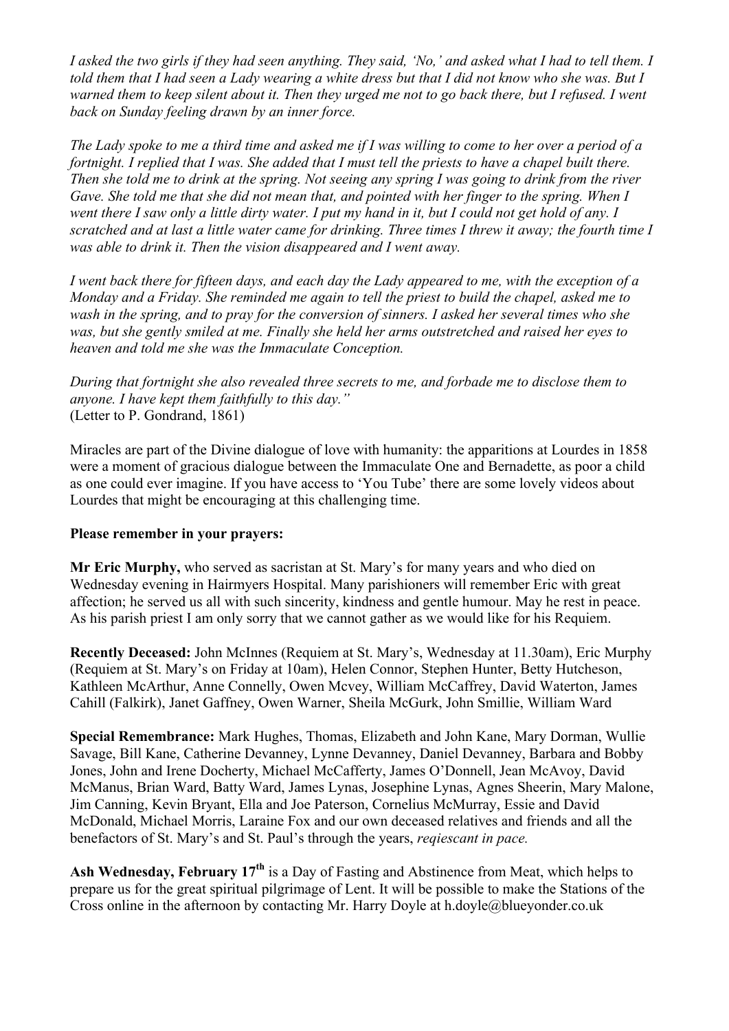*I asked the two girls if they had seen anything. They said, 'No,' and asked what I had to tell them. I told them that I had seen a Lady wearing a white dress but that I did not know who she was. But I warned them to keep silent about it. Then they urged me not to go back there, but I refused. I went back on Sunday feeling drawn by an inner force.*

*The Lady spoke to me a third time and asked me if I was willing to come to her over a period of a fortnight. I replied that I was. She added that I must tell the priests to have a chapel built there. Then she told me to drink at the spring. Not seeing any spring I was going to drink from the river Gave. She told me that she did not mean that, and pointed with her finger to the spring. When I went there I saw only a little dirty water. I put my hand in it, but I could not get hold of any. I scratched and at last a little water came for drinking. Three times I threw it away; the fourth time I was able to drink it. Then the vision disappeared and I went away.*

*I went back there for fifteen days, and each day the Lady appeared to me, with the exception of a Monday and a Friday. She reminded me again to tell the priest to build the chapel, asked me to wash in the spring, and to pray for the conversion of sinners. I asked her several times who she was, but she gently smiled at me. Finally she held her arms outstretched and raised her eyes to heaven and told me she was the Immaculate Conception.*

*During that fortnight she also revealed three secrets to me, and forbade me to disclose them to anyone. I have kept them faithfully to this day."*
(Letter to P. Gondrand, 1861)

Miracles are part of the Divine dialogue of love with humanity: the apparitions at Lourdes in 1858 were a moment of gracious dialogue between the Immaculate One and Bernadette, as poor a child as one could ever imagine. If you have access to 'You Tube' there are some lovely videos about Lourdes that might be encouraging at this challenging time.

**Please remember in your prayers:**

**Mr Eric Murphy,** who served as sacristan at St. Mary's for many years and who died on Wednesday evening in Hairmyers Hospital. Many parishioners will remember Eric with great affection; he served us all with such sincerity, kindness and gentle humour. May he rest in peace. As his parish priest I am only sorry that we cannot gather as we would like for his Requiem.

**Recently Deceased:** John McInnes (Requiem at St. Mary's, Wednesday at 11.30am), Eric Murphy (Requiem at St. Mary's on Friday at 10am), Helen Connor, Stephen Hunter, Betty Hutcheson, Kathleen McArthur, Anne Connelly, Owen Mcvey, William McCaffrey, David Waterton, James Cahill (Falkirk), Janet Gaffney, Owen Warner, Sheila McGurk, John Smillie, William Ward

**Special Remembrance:** Mark Hughes, Thomas, Elizabeth and John Kane, Mary Dorman, Wullie Savage, Bill Kane, Catherine Devanney, Lynne Devanney, Daniel Devanney, Barbara and Bobby Jones, John and Irene Docherty, Michael McCafferty, James O'Donnell, Jean McAvoy, David McManus, Brian Ward, Batty Ward, James Lynas, Josephine Lynas, Agnes Sheerin, Mary Malone, Jim Canning, Kevin Bryant, Ella and Joe Paterson, Cornelius McMurray, Essie and David McDonald, Michael Morris, Laraine Fox and our own deceased relatives and friends and all the benefactors of St. Mary's and St. Paul's through the years, *reqiescant in pace.*

**Ash Wednesday, February 17th** is a Day of Fasting and Abstinence from Meat, which helps to prepare us for the great spiritual pilgrimage of Lent. It will be possible to make the Stations of the Cross online in the afternoon by contacting Mr. Harry Doyle at h.doyle@blueyonder.co.uk